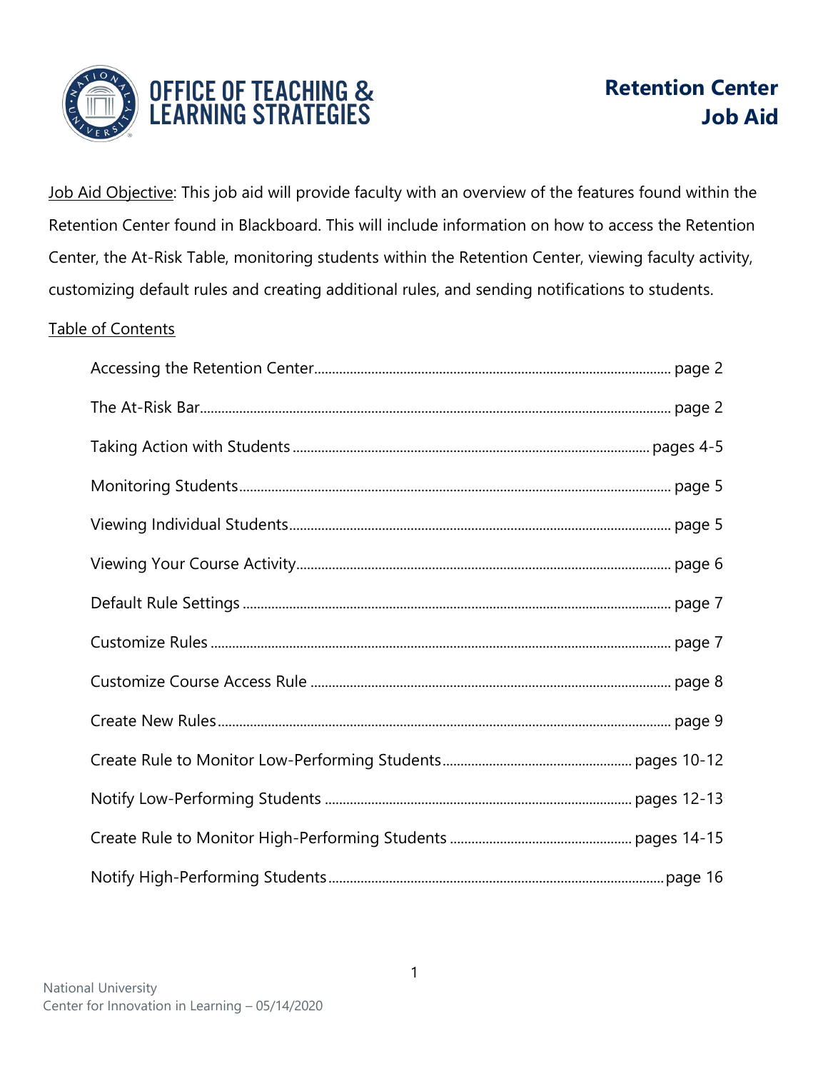# Retention Center Job Aid

OFFICE OF TEACHING & LEARNING STRATEGIES

Job Aid Objective: This job aid will provide faculty with an overview of the features found within the Retention Center found in Blackboard. This will include information on how to access the Retention Center, the At-Risk Table, monitoring students within the Retention Center, viewing faculty activity, customizing default rules and creating additional rules, and sending notifications to students.

## Table of Contents

- Accessing the Retention Center .......... page 2
- The At-Risk Bar .......... page 2
- Taking Action with Students .......... pages 4-5
- Monitoring Students .......... page 5
- Viewing Individual Students .......... page 5
- Viewing Your Course Activity .......... page 6
- Default Rule Settings .......... page 7
- Customize Rules .......... page 7
- Customize Course Access Rule .......... page 8
- Create New Rules .......... page 9
- Create Rule to Monitor Low-Performing Students .......... pages 10-12
- Notify Low-Performing Students .......... pages 12-13
- Create Rule to Monitor High-Performing Students .......... pages 14-15
- Notify High-Performing Students .......... page 16

National University
Center for Innovation in Learning – 05/14/2020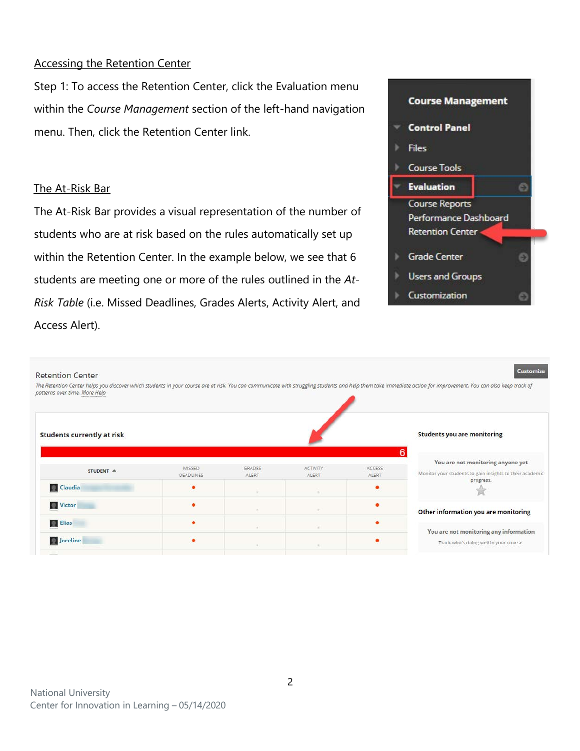## Accessing the Retention Center

Step 1: To access the Retention Center, click the Evaluation menu within the *Course Management* section of the left-hand navigation menu. Then, click the Retention Center link.

## The At-Risk Bar

The At-Risk Bar provides a visual representation of the number of students who are at risk based on the rules automatically set up within the Retention Center. In the example below, we see that 6 students are meeting one or more of the rules outlined in the *At-Risk Table* (i.e. Missed Deadlines, Grades Alerts, Activity Alert, and Access Alert).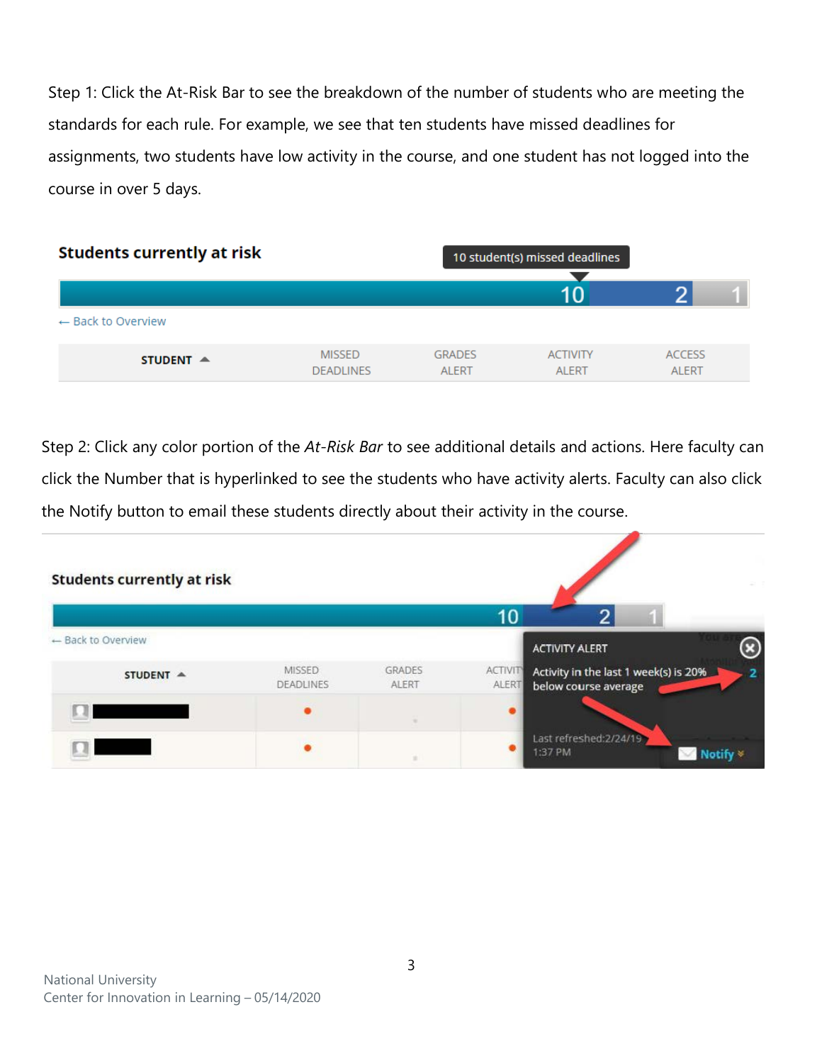Step 1: Click the At-Risk Bar to see the breakdown of the number of students who are meeting the standards for each rule. For example, we see that ten students have missed deadlines for assignments, two students have low activity in the course, and one student has not logged into the course in over 5 days.

Step 2: Click any color portion of the *At-Risk Bar* to see additional details and actions. Here faculty can click the Number that is hyperlinked to see the students who have activity alerts. Faculty can also click the Notify button to email these students directly about their activity in the course.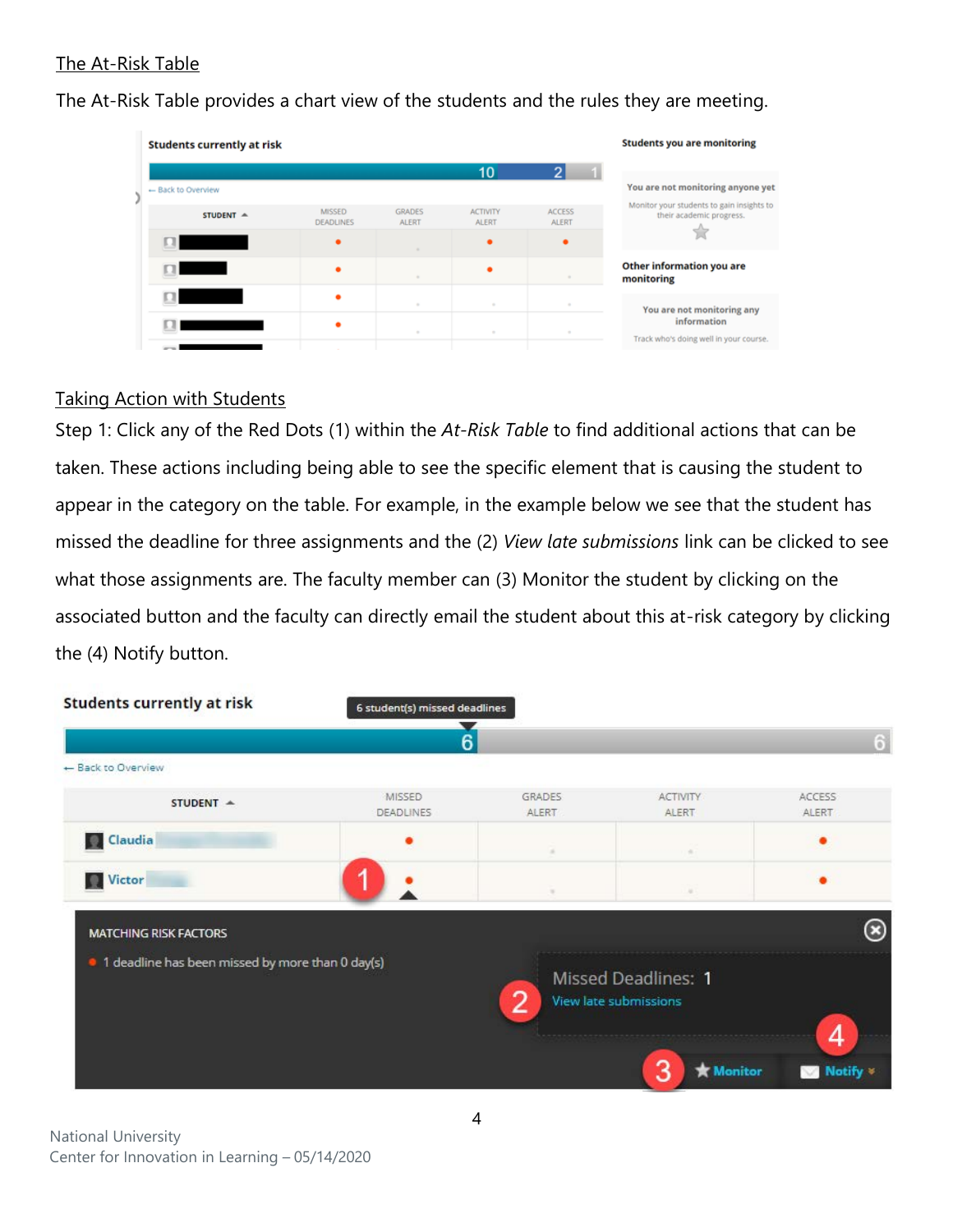The At-Risk Table

The At-Risk Table provides a chart view of the students and the rules they are meeting.

Taking Action with Students

Step 1: Click any of the Red Dots (1) within the *At-Risk Table* to find additional actions that can be taken. These actions including being able to see the specific element that is causing the student to appear in the category on the table. For example, in the example below we see that the student has missed the deadline for three assignments and the (2) *View late submissions* link can be clicked to see what those assignments are. The faculty member can (3) Monitor the student by clicking on the associated button and the faculty can directly email the student about this at-risk category by clicking the (4) Notify button.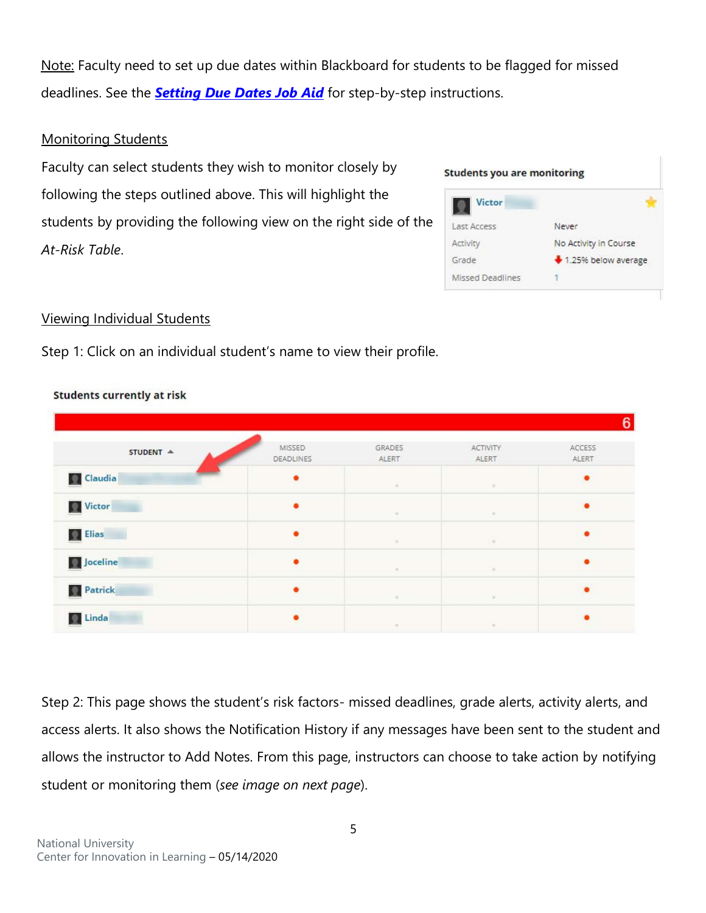Note: Faculty need to set up due dates within Blackboard for students to be flagged for missed deadlines. See the ***Setting Due Dates Job Aid*** for step-by-step instructions.

Monitoring Students

Faculty can select students they wish to monitor closely by following the steps outlined above. This will highlight the students by providing the following view on the right side of the *At-Risk Table*.

**Students you are monitoring**

| Victor | |
|---|---|
| Last Access | Never |
| Activity | No Activity in Course |
| Grade | 1.25% below average |
| Missed Deadlines | 1 |

Viewing Individual Students

Step 1: Click on an individual student's name to view their profile.

**Students currently at risk**

| STUDENT | MISSED DEADLINES | GRADES ALERT | ACTIVITY ALERT | ACCESS ALERT |
|---|---|---|---|---|
| Claudia | • | | | • |
| Victor | • | | | • |
| Elias | • | | | • |
| Joceline | • | | | • |
| Patrick | • | | | • |
| Linda | • | | | • |

Step 2: This page shows the student's risk factors- missed deadlines, grade alerts, activity alerts, and access alerts. It also shows the Notification History if any messages have been sent to the student and allows the instructor to Add Notes. From this page, instructors can choose to take action by notifying student or monitoring them (*see image on next page*).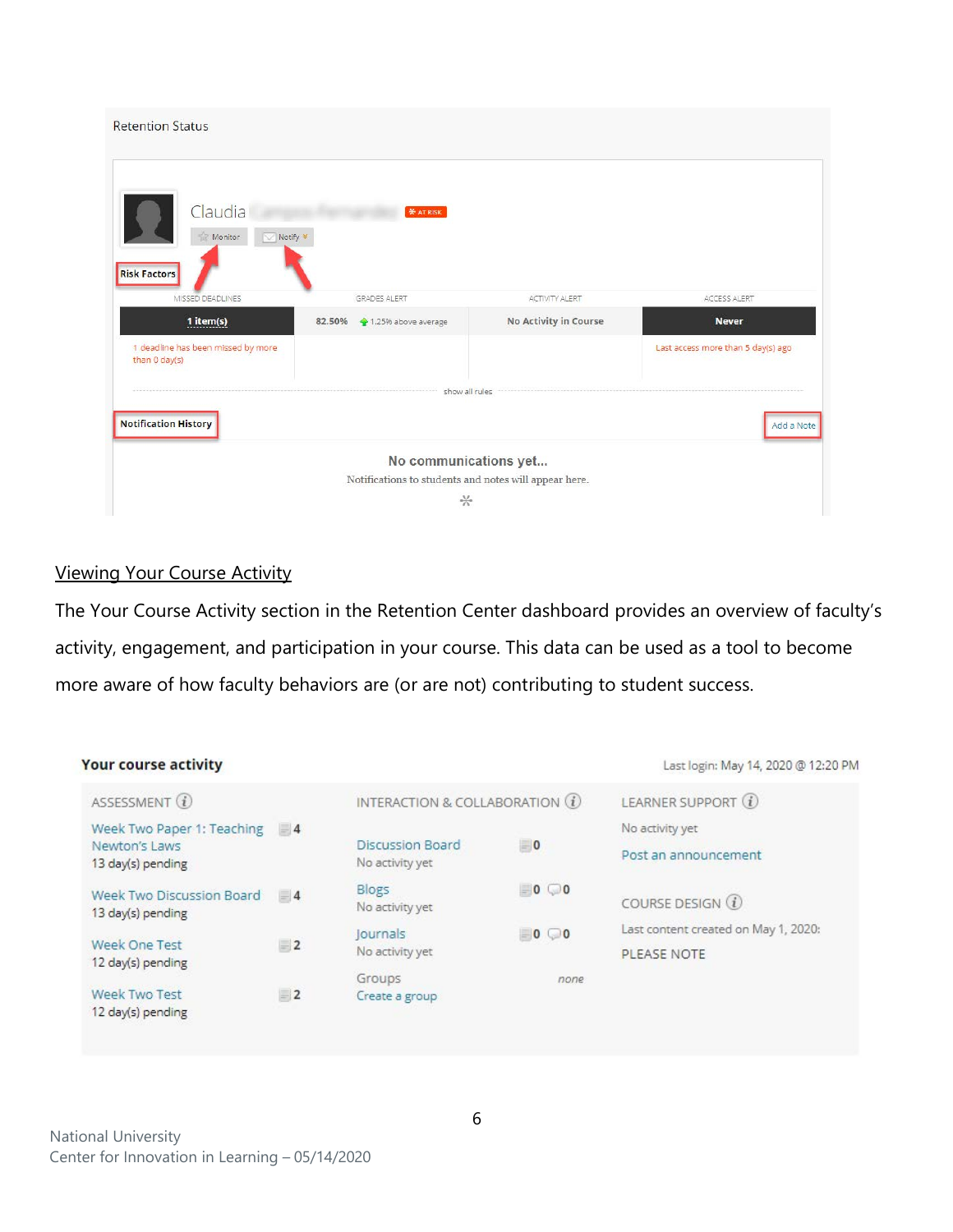Retention Status

Claudia [name redacted] AT RISK

Monitor | Notify

**Risk Factors**

| MISSED DEADLINES | GRADES ALERT | ACTIVITY ALERT | ACCESS ALERT |
|---|---|---|---|
| 1 item(s) | 82.50% 1.25% above average | No Activity in Course | Never |
| 1 deadline has been missed by more than 0 day(s) | | | Last access more than 5 day(s) ago |

show all rules

**Notification History**

Add a Note

**No communications yet...**

Notifications to students and notes will appear here.

## Viewing Your Course Activity

The Your Course Activity section in the Retention Center dashboard provides an overview of faculty's activity, engagement, and participation in your course. This data can be used as a tool to become more aware of how faculty behaviors are (or are not) contributing to student success.

**Your course activity**

Last login: May 14, 2020 @ 12:20 PM

**ASSESSMENT**

- Week Two Paper 1: Teaching Newton's Laws — 4 — 13 day(s) pending
- Week Two Discussion Board — 4 — 13 day(s) pending
- Week One Test — 2 — 12 day(s) pending
- Week Two Test — 2 — 12 day(s) pending

**INTERACTION & COLLABORATION**

- Discussion Board — 0 — No activity yet
- Blogs — 0, 0 — No activity yet
- Journals — 0, 0 — No activity yet
- Groups — none — Create a group

**LEARNER SUPPORT**

No activity yet

Post an announcement

**COURSE DESIGN**

Last content created on May 1, 2020:

PLEASE NOTE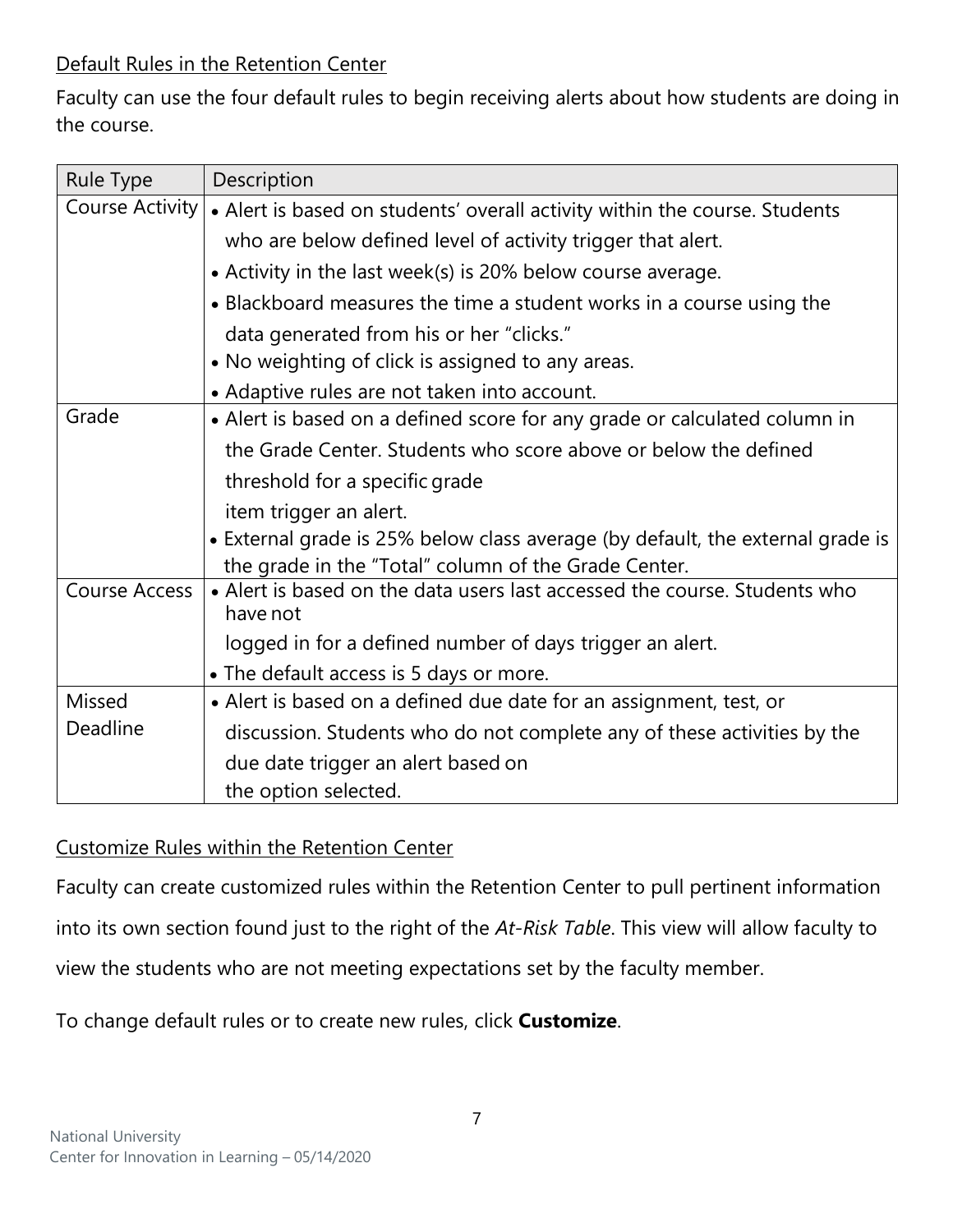Default Rules in the Retention Center

Faculty can use the four default rules to begin receiving alerts about how students are doing in the course.

| Rule Type | Description |
|---|---|
| Course Activity | • Alert is based on students' overall activity within the course. Students who are below defined level of activity trigger that alert.<br>• Activity in the last week(s) is 20% below course average.<br>• Blackboard measures the time a student works in a course using the data generated from his or her "clicks."<br>• No weighting of click is assigned to any areas.<br>• Adaptive rules are not taken into account. |
| Grade | • Alert is based on a defined score for any grade or calculated column in the Grade Center. Students who score above or below the defined threshold for a specific grade item trigger an alert.<br>• External grade is 25% below class average (by default, the external grade is the grade in the "Total" column of the Grade Center. |
| Course Access | • Alert is based on the data users last accessed the course. Students who have not logged in for a defined number of days trigger an alert.<br>• The default access is 5 days or more. |
| Missed Deadline | • Alert is based on a defined due date for an assignment, test, or discussion. Students who do not complete any of these activities by the due date trigger an alert based on the option selected. |

Customize Rules within the Retention Center

Faculty can create customized rules within the Retention Center to pull pertinent information into its own section found just to the right of the *At-Risk Table*. This view will allow faculty to view the students who are not meeting expectations set by the faculty member.

To change default rules or to create new rules, click **Customize**.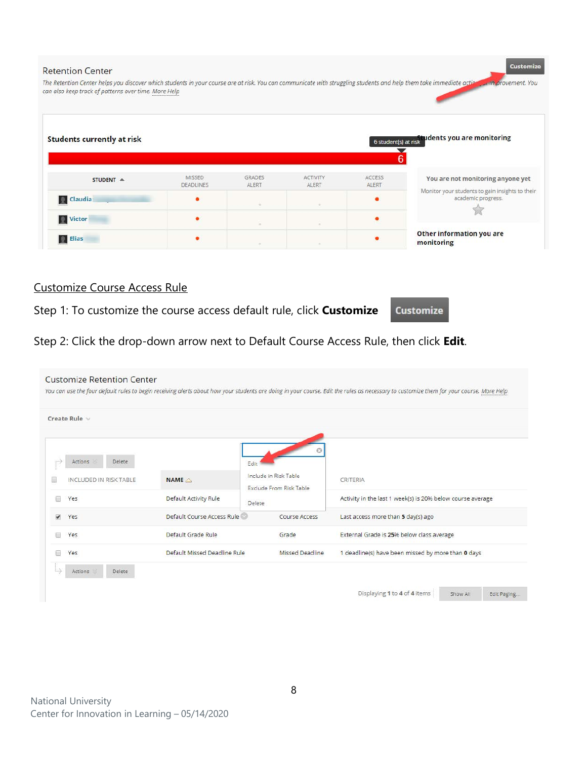## Customize Course Access Rule

Step 1: To customize the course access default rule, click **Customize**

Step 2: Click the drop-down arrow next to Default Course Access Rule, then click **Edit**.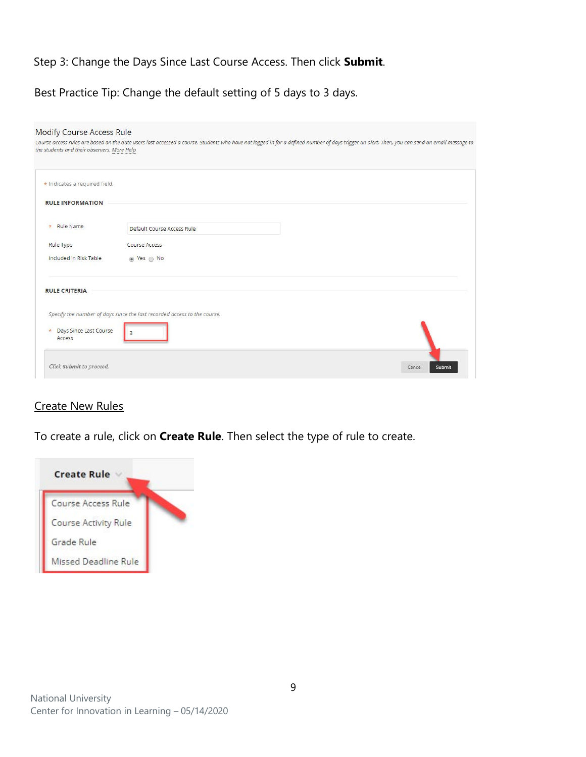Step 3: Change the Days Since Last Course Access. Then click **Submit**.

Best Practice Tip: Change the default setting of 5 days to 3 days.

Modify Course Access Rule

*Course access rules are based on the date users last accessed a course. Students who have not logged in for a defined number of days trigger an alert. Then, you can send an email message to the students and their observers.* More Help

\* Indicates a required field.

**RULE INFORMATION**

\* Rule Name: Default Course Access Rule

Rule Type: Course Access

Included in Risk Table: Yes / No

**RULE CRITERIA**

*Specify the number of days since the last recorded access to the course.*

\* Days Since Last Course Access: 3

*Click* ***Submit*** *to proceed.*

Cancel | Submit

## Create New Rules

To create a rule, click on **Create Rule**. Then select the type of rule to create.

**Create Rule**

- Course Access Rule
- Course Activity Rule
- Grade Rule
- Missed Deadline Rule

National University
Center for Innovation in Learning – 05/14/2020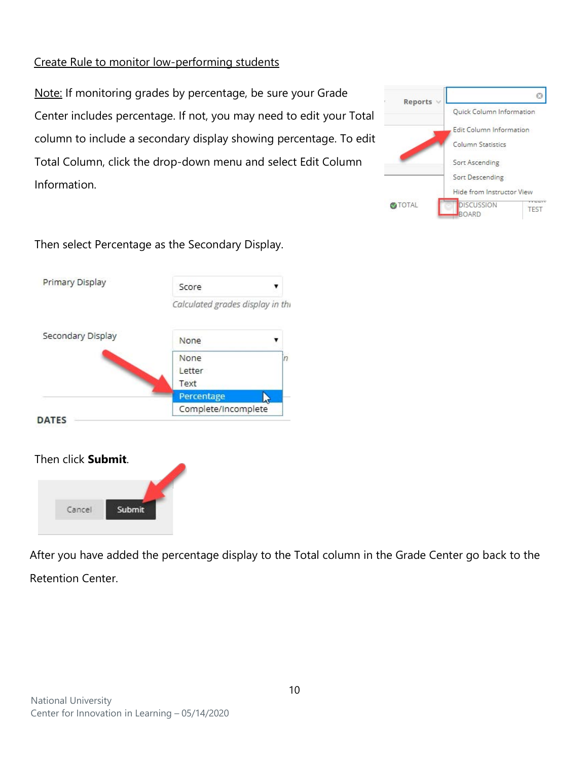<u>Create Rule to monitor low-performing students</u>

<u>Note:</u> If monitoring grades by percentage, be sure your Grade Center includes percentage. If not, you may need to edit your Total column to include a secondary display showing percentage. To edit Total Column, click the drop-down menu and select Edit Column Information.

Then select Percentage as the Secondary Display.

Then click **Submit**.

After you have added the percentage display to the Total column in the Grade Center go back to the Retention Center.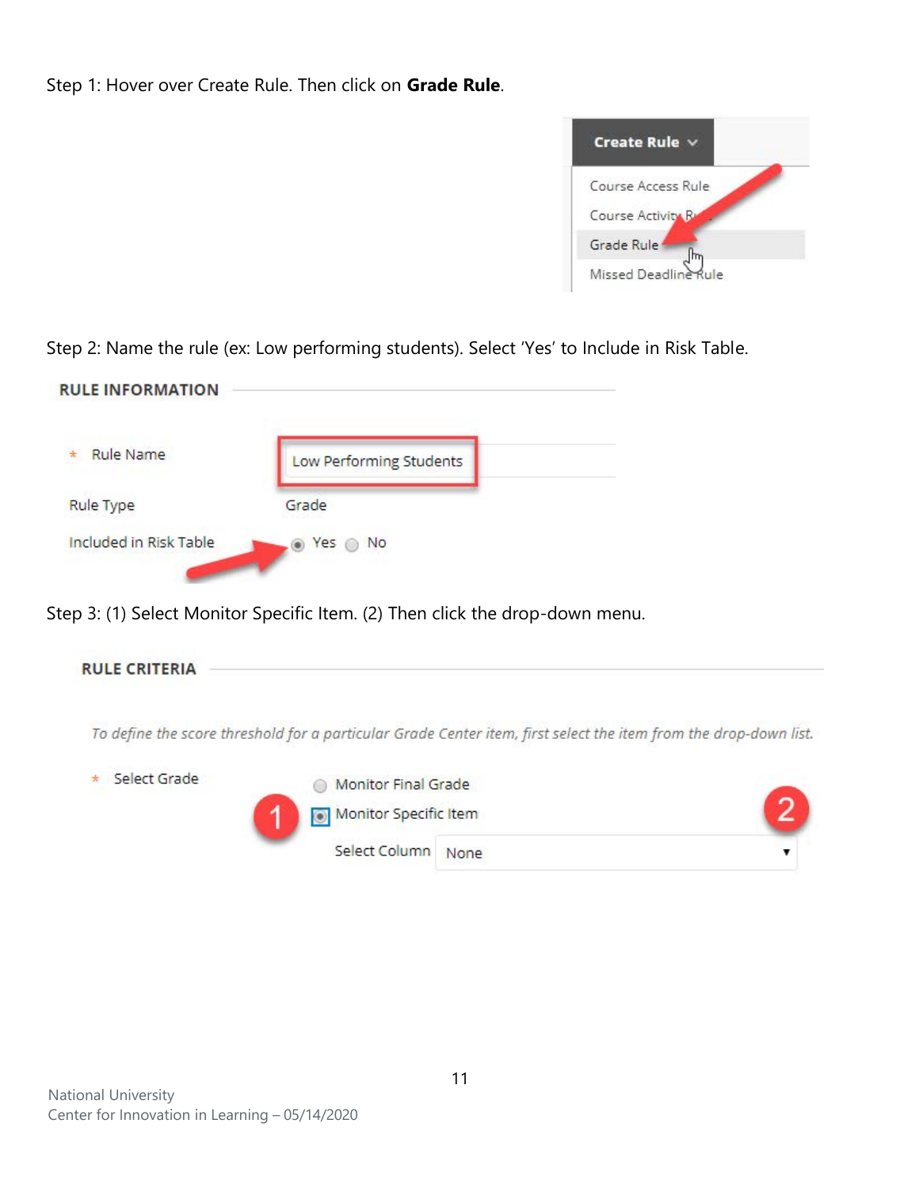Step 1: Hover over Create Rule. Then click on **Grade Rule**.

Create Rule

Course Access Rule

Course Activity Rule

Grade Rule

Missed Deadline Rule

Step 2: Name the rule (ex: Low performing students). Select 'Yes' to Include in Risk Table.

**RULE INFORMATION**

* Rule Name: Low Performing Students

Rule Type: Grade

Included in Risk Table: Yes / No

Step 3: (1) Select Monitor Specific Item. (2) Then click the drop-down menu.

**RULE CRITERIA**

*To define the score threshold for a particular Grade Center item, first select the item from the drop-down list.*

* Select Grade: Monitor Final Grade / Monitor Specific Item

Select Column: None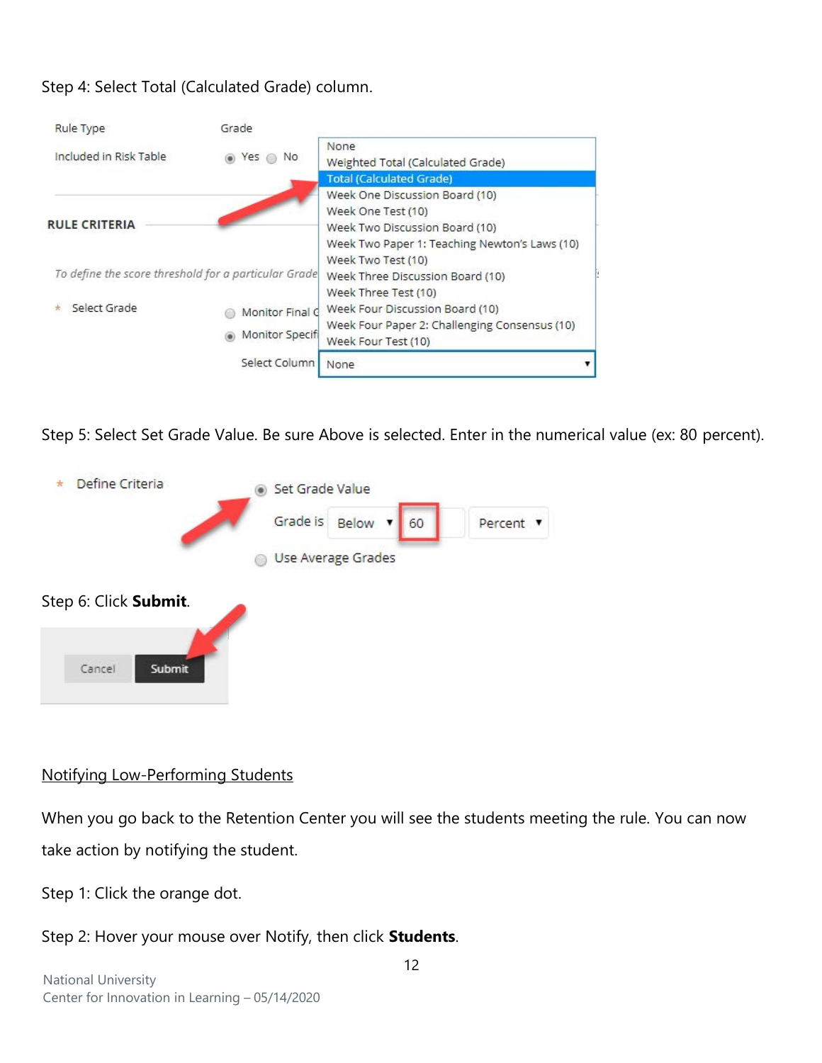Step 4: Select Total (Calculated Grade) column.

Step 5: Select Set Grade Value. Be sure Above is selected. Enter in the numerical value (ex: 80 percent).

Step 6: Click **Submit**.

Notifying Low-Performing Students

When you go back to the Retention Center you will see the students meeting the rule. You can now take action by notifying the student.

Step 1: Click the orange dot.

Step 2: Hover your mouse over Notify, then click **Students**.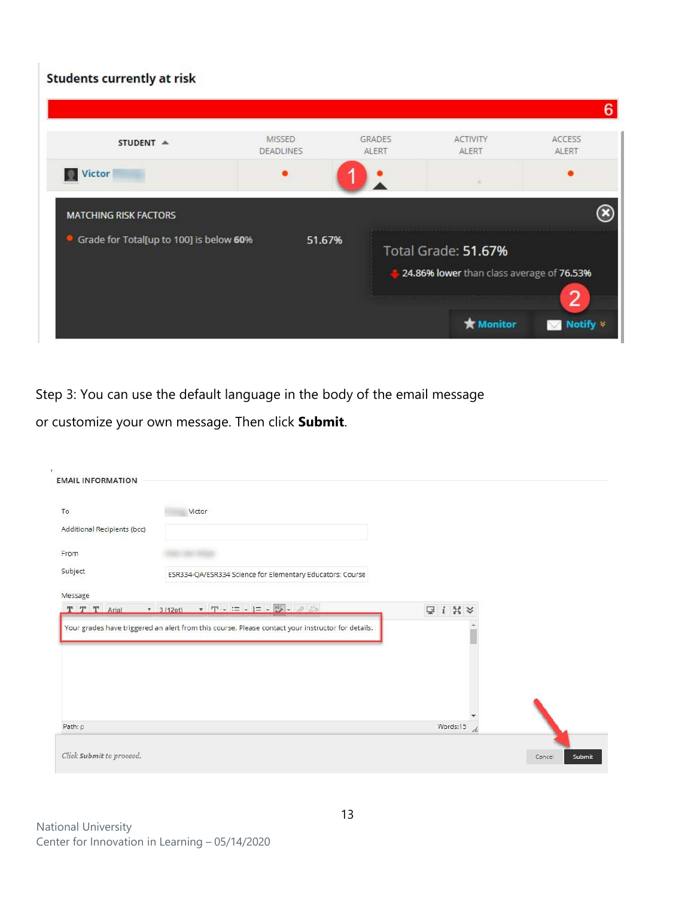Students currently at risk

| STUDENT | MISSED DEADLINES | GRADES ALERT | ACTIVITY ALERT | ACCESS ALERT |
|---|---|---|---|---|
| Victor | • | • | | • |

MATCHING RISK FACTORS

- Grade for Total[up to 100] is below 60% — 51.67%

Total Grade: 51.67%

24.86% lower than class average of 76.53%

Monitor | Notify

Step 3: You can use the default language in the body of the email message or customize your own message. Then click **Submit**.

EMAIL INFORMATION

To: Victor

Additional Recipients (bcc)

From

Subject: ESR334-QA/ESR334 Science for Elementary Educators: Course

Message

Your grades have triggered an alert from this course. Please contact your instructor for details.

Path: p — Words:15

*Click **Submit** to proceed.*

Cancel | Submit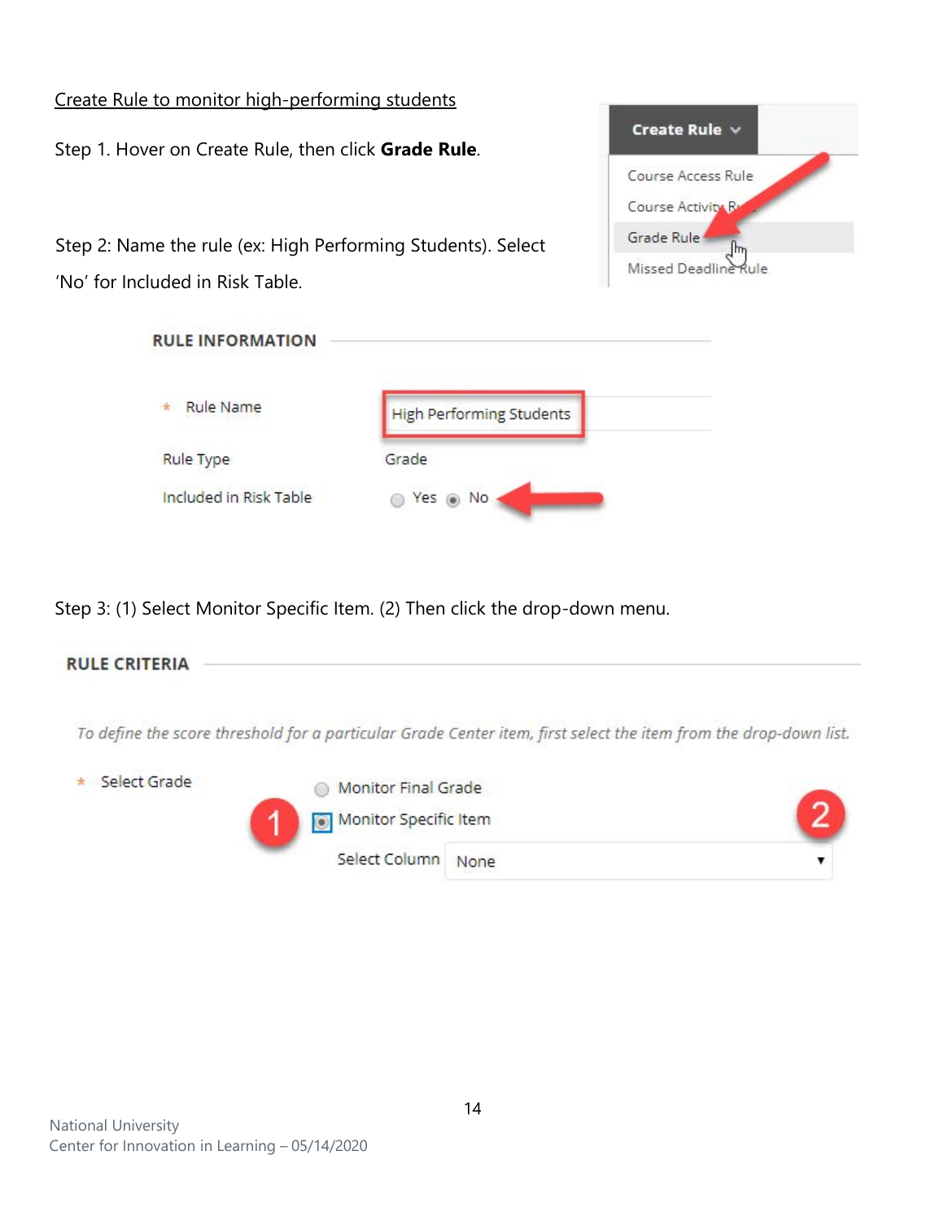Create Rule to monitor high-performing students

Step 1. Hover on Create Rule, then click **Grade Rule**.

Step 2: Name the rule (ex: High Performing Students). Select 'No' for Included in Risk Table.

Step 3: (1) Select Monitor Specific Item. (2) Then click the drop-down menu.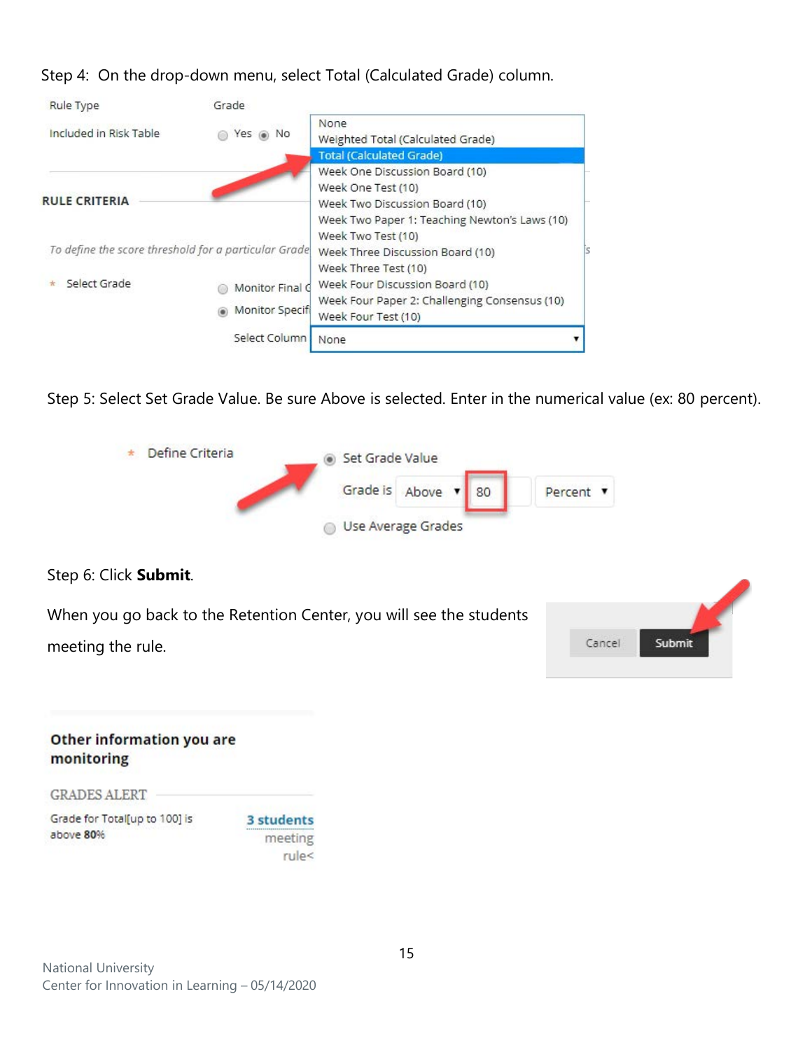Step 4: On the drop-down menu, select Total (Calculated Grade) column.

Step 5: Select Set Grade Value. Be sure Above is selected. Enter in the numerical value (ex: 80 percent).

Step 6: Click **Submit**.

When you go back to the Retention Center, you will see the students meeting the rule.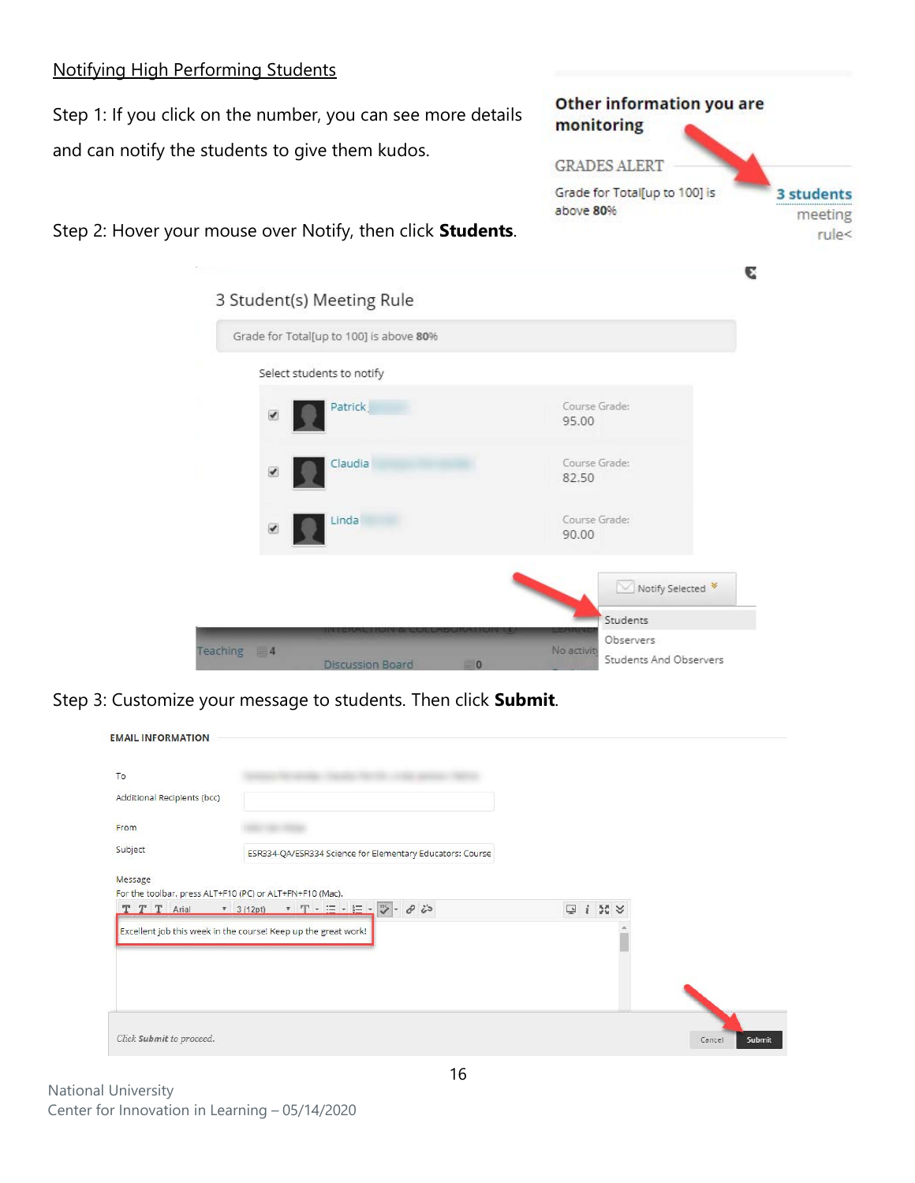Notifying High Performing Students

Step 1: If you click on the number, you can see more details and can notify the students to give them kudos.

Other information you are monitoring

GRADES ALERT

Grade for Total[up to 100] is above 80%

3 students meeting rule<

Step 2: Hover your mouse over Notify, then click **Students**.

3 Student(s) Meeting Rule

Grade for Total[up to 100] is above 80%

Select students to notify

| | | |
|---|---|---|
| ☑ | Patrick | Course Grade: 95.00 |
| ☑ | Claudia | Course Grade: 82.50 |
| ☑ | Linda | Course Grade: 90.00 |

Notify Selected

Students

Observers

Students And Observers

Step 3: Customize your message to students. Then click **Submit**.

EMAIL INFORMATION

To

Additional Recipients (bcc)

From

Subject: ESR334-QA/ESR334 Science for Elementary Educators: Course

Message

For the toolbar, press ALT+F10 (PC) or ALT+FN+F10 (Mac).

Excellent job this week in the course! Keep up the great work!

*Click Submit to proceed.*

Cancel Submit

National University
Center for Innovation in Learning – 05/14/2020